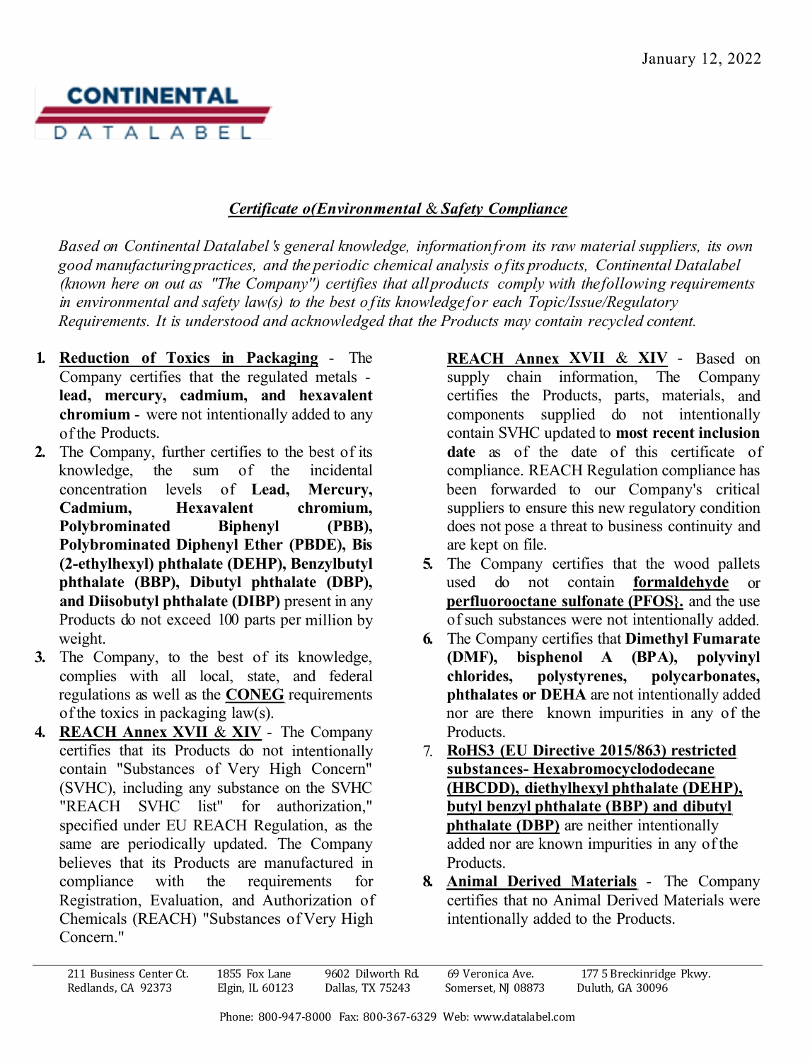January 12, 2022

CONTINENTAL DATALABEL

## *Certificate o(Environmental & Safety Compliance*

*Based on Continental Datalabel's general knowledge, information from its raw material suppliers, its own good manufacturing practices, and the periodic chemical analysis of its products, Continental Datalabel (known here on out as "The Company") certifies that all products comply with the following requirements in environmental and safety law(s) to the best of its knowledge for each Topic/Issue/Regulatory Requirements. It is understood and acknowledged that the Products may contain recycled content.*

1. **Reduction of Toxics in Packaging** - The Company certifies that the regulated metals - **lead, mercury, cadmium, and hexavalent chromium** - were not intentionally added to any of the Products.
2. The Company, further certifies to the best of its knowledge, the sum of the incidental concentration levels of **Lead, Mercury, Cadmium, Hexavalent chromium, Polybrominated Biphenyl (PBB), Polybrominated Diphenyl Ether (PBDE), Bis (2-ethylhexyl) phthalate (DEHP), Benzylbutyl phthalate (BBP), Dibutyl phthalate (DBP), and Diisobutyl phthalate (DIBP)** present in any Products do not exceed 100 parts per million by weight.
3. The Company, to the best of its knowledge, complies with all local, state, and federal regulations as well as the **CONEG** requirements of the toxics in packaging law(s).
4. **REACH Annex XVII & XIV** - The Company certifies that its Products do not intentionally contain "Substances of Very High Concern" (SVHC), including any substance on the SVHC "REACH SVHC list" for authorization," specified under EU REACH Regulation, as the same are periodically updated. The Company believes that its Products are manufactured in compliance with the requirements for Registration, Evaluation, and Authorization of Chemicals (REACH) "Substances of Very High Concern."

   **REACH Annex XVII & XIV** - Based on supply chain information, The Company certifies the Products, parts, materials, and components supplied do not intentionally contain SVHC updated to **most recent inclusion date** as of the date of this certificate of compliance. REACH Regulation compliance has been forwarded to our Company's critical suppliers to ensure this new regulatory condition does not pose a threat to business continuity and are kept on file.
5. The Company certifies that the wood pallets used do not contain **formaldehyde** or **perfluorooctane sulfonate (PFOS}.** and the use of such substances were not intentionally added.
6. The Company certifies that **Dimethyl Fumarate (DMF), bisphenol A (BPA), polyvinyl chlorides, polystyrenes, polycarbonates, phthalates or DEHA** are not intentionally added nor are there known impurities in any of the Products.
7. **RoHS3 (EU Directive 2015/863) restricted substances- Hexabromocyclododecane (HBCDD), diethylhexyl phthalate (DEHP), butyl benzyl phthalate (BBP) and dibutyl phthalate (DBP)** are neither intentionally added nor are known impurities in any of the Products.
8. **Animal Derived Materials** - The Company certifies that no Animal Derived Materials were intentionally added to the Products.

211 Business Center Ct. Redlands, CA 92373 | 1855 Fox Lane Elgin, IL 60123 | 9602 Dilworth Rd. Dallas, TX 75243 | 69 Veronica Ave. Somerset, NJ 08873 | 177 5 Breckinridge Pkwy. Duluth, GA 30096

Phone: 800-947-8000 Fax: 800-367-6329 Web: www.datalabel.com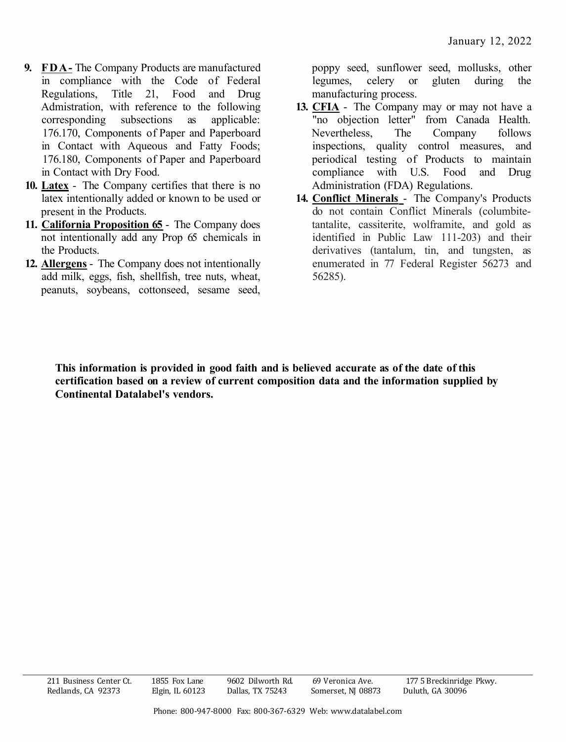January 12, 2022

9. **FDA** - The Company Products are manufactured in compliance with the Code of Federal Regulations, Title 21, Food and Drug Admistration, with reference to the following corresponding subsections as applicable: 176.170, Components of Paper and Paperboard in Contact with Aqueous and Fatty Foods; 176.180, Components of Paper and Paperboard in Contact with Dry Food.
10. **Latex** - The Company certifies that there is no latex intentionally added or known to be used or present in the Products.
11. **California Proposition 65** - The Company does not intentionally add any Prop 65 chemicals in the Products.
12. **Allergens** - The Company does not intentionally add milk, eggs, fish, shellfish, tree nuts, wheat, peanuts, soybeans, cottonseed, sesame seed, poppy seed, sunflower seed, mollusks, other legumes, celery or gluten during the manufacturing process.
13. **CFIA** - The Company may or may not have a "no objection letter" from Canada Health. Nevertheless, The Company follows inspections, quality control measures, and periodical testing of Products to maintain compliance with U.S. Food and Drug Administration (FDA) Regulations.
14. **Conflict Minerals** - The Company's Products do not contain Conflict Minerals (columbite-tantalite, cassiterite, wolframite, and gold as identified in Public Law 111-203) and their derivatives (tantalum, tin, and tungsten, as enumerated in 77 Federal Register 56273 and 56285).

**This information is provided in good faith and is believed accurate as of the date of this certification based on a review of current composition data and the information supplied by Continental Datalabel's vendors.**

211 Business Center Ct. Redlands, CA 92373 | 1855 Fox Lane Elgin, IL 60123 | 9602 Dilworth Rd. Dallas, TX 75243 | 69 Veronica Ave. Somerset, NJ 08873 | 177 5 Breckinridge Pkwy. Duluth, GA 30096

Phone: 800-947-8000 Fax: 800-367-6329 Web: www.datalabel.com